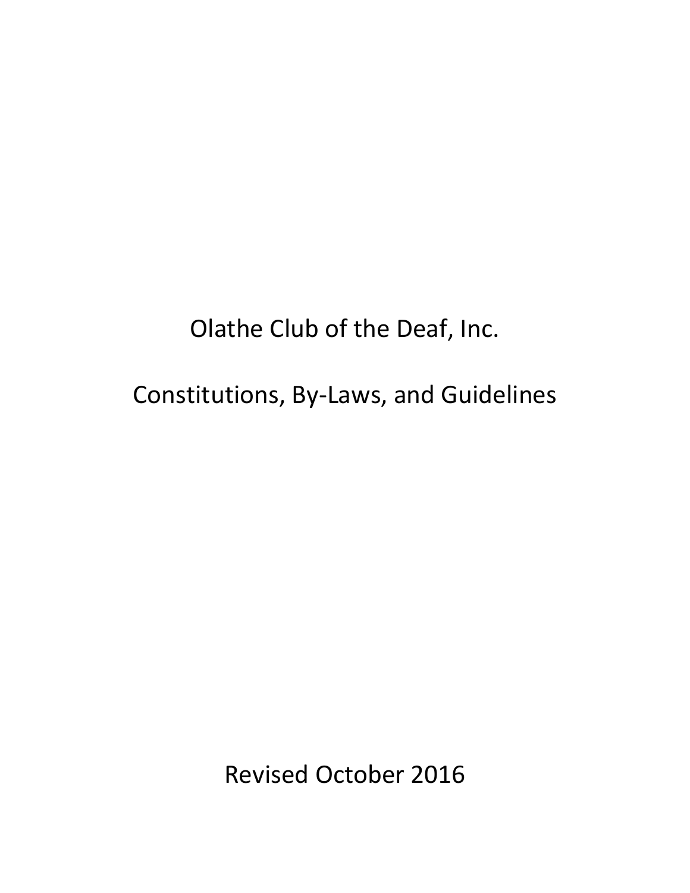# Olathe Club of the Deaf, Inc.

## Constitutions, By-Laws, and Guidelines

Revised October 2016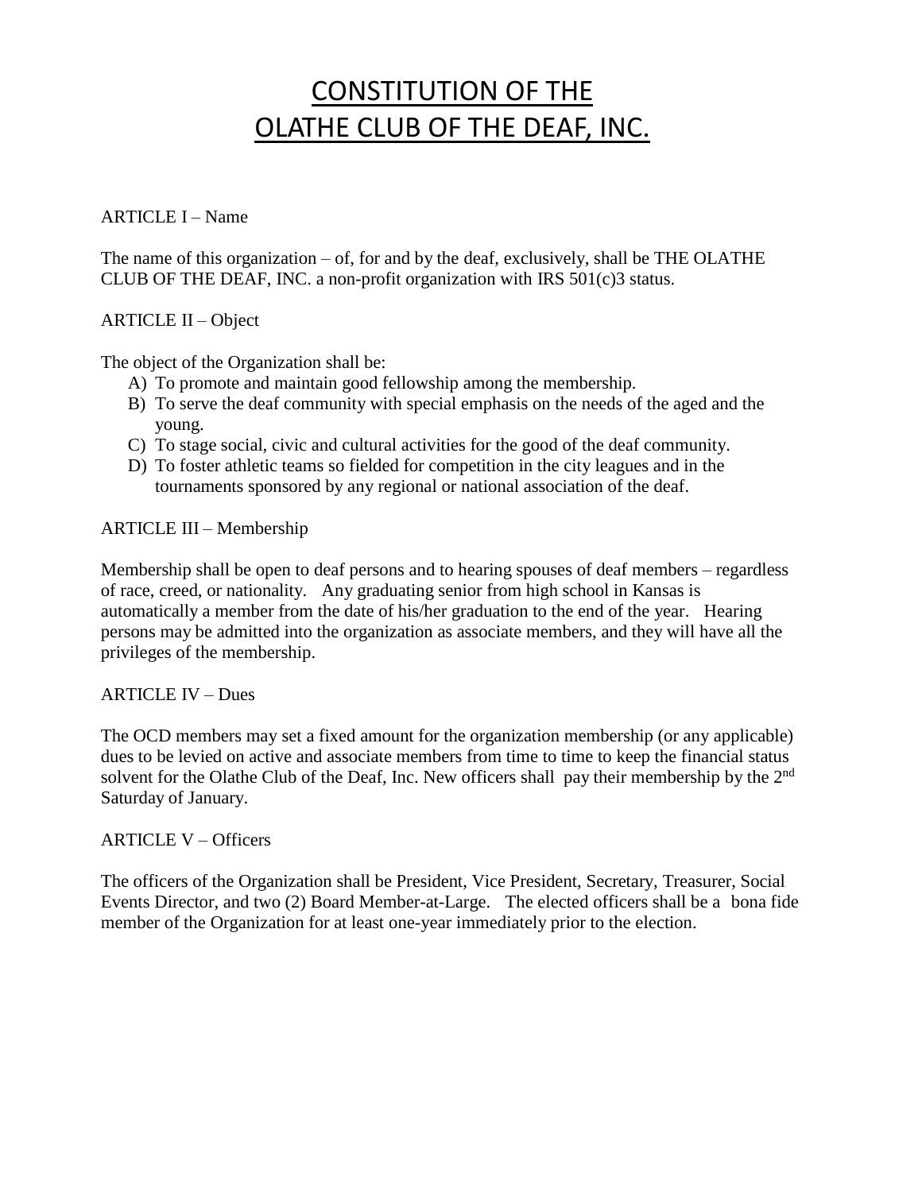# CONSTITUTION OF THE OLATHE CLUB OF THE DEAF, INC.

ARTICLE I – Name

The name of this organization – of, for and by the deaf, exclusively, shall be THE OLATHE CLUB OF THE DEAF, INC. a non-profit organization with IRS 501(c)3 status.

ARTICLE II – Object

The object of the Organization shall be:

A) To promote and maintain good fellowship among the membership.
B) To serve the deaf community with special emphasis on the needs of the aged and the young.
C) To stage social, civic and cultural activities for the good of the deaf community.
D) To foster athletic teams so fielded for competition in the city leagues and in the tournaments sponsored by any regional or national association of the deaf.

ARTICLE III – Membership

Membership shall be open to deaf persons and to hearing spouses of deaf members – regardless of race, creed, or nationality. Any graduating senior from high school in Kansas is automatically a member from the date of his/her graduation to the end of the year. Hearing persons may be admitted into the organization as associate members, and they will have all the privileges of the membership.

ARTICLE IV – Dues

The OCD members may set a fixed amount for the organization membership (or any applicable) dues to be levied on active and associate members from time to time to keep the financial status solvent for the Olathe Club of the Deaf, Inc. New officers shall pay their membership by the 2nd Saturday of January.

ARTICLE V – Officers

The officers of the Organization shall be President, Vice President, Secretary, Treasurer, Social Events Director, and two (2) Board Member-at-Large. The elected officers shall be a bona fide member of the Organization for at least one-year immediately prior to the election.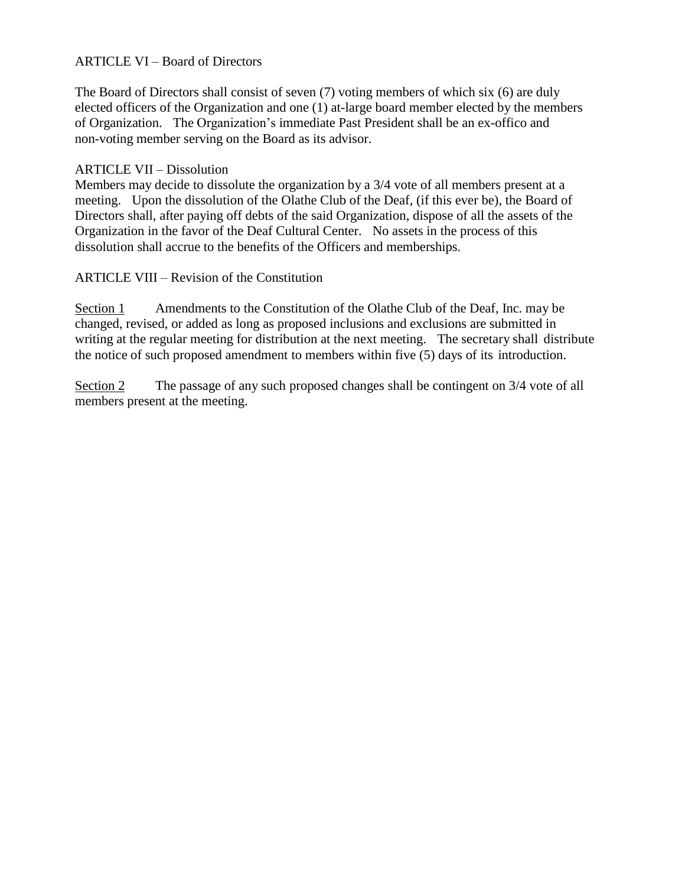## ARTICLE VI – Board of Directors

The Board of Directors shall consist of seven (7) voting members of which six (6) are duly elected officers of the Organization and one (1) at-large board member elected by the members of Organization. The Organization's immediate Past President shall be an ex-offico and non-voting member serving on the Board as its advisor.

## ARTICLE VII – Dissolution

Members may decide to dissolute the organization by a 3/4 vote of all members present at a meeting. Upon the dissolution of the Olathe Club of the Deaf, (if this ever be), the Board of Directors shall, after paying off debts of the said Organization, dispose of all the assets of the Organization in the favor of the Deaf Cultural Center. No assets in the process of this dissolution shall accrue to the benefits of the Officers and memberships.

## ARTICLE VIII – Revision of the Constitution

<u>Section 1</u> Amendments to the Constitution of the Olathe Club of the Deaf, Inc. may be changed, revised, or added as long as proposed inclusions and exclusions are submitted in writing at the regular meeting for distribution at the next meeting. The secretary shall distribute the notice of such proposed amendment to members within five (5) days of its introduction.

<u>Section 2</u> The passage of any such proposed changes shall be contingent on 3/4 vote of all members present at the meeting.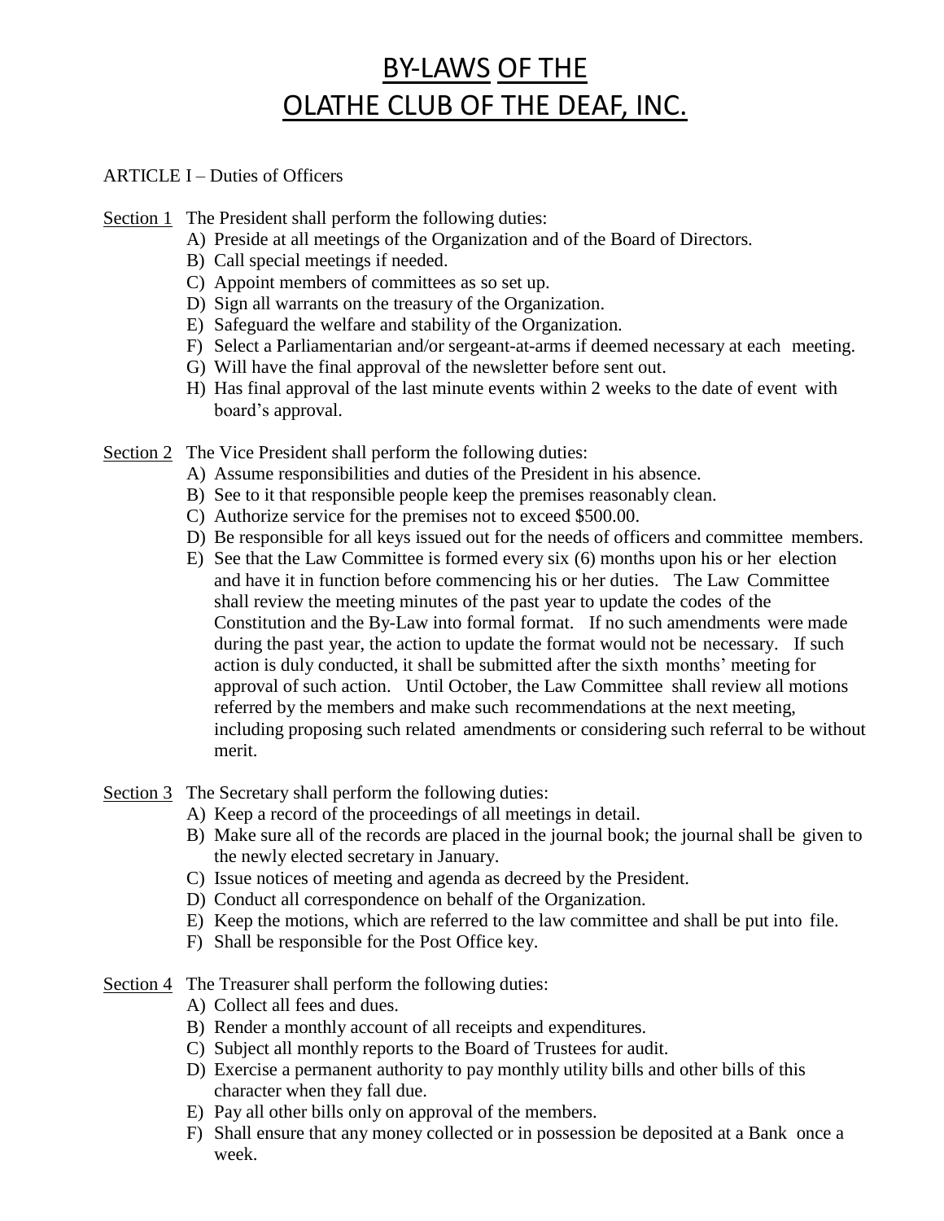# BY-LAWS OF THE OLATHE CLUB OF THE DEAF, INC.

ARTICLE I – Duties of Officers

Section 1 The President shall perform the following duties:

A) Preside at all meetings of the Organization and of the Board of Directors.
B) Call special meetings if needed.
C) Appoint members of committees as so set up.
D) Sign all warrants on the treasury of the Organization.
E) Safeguard the welfare and stability of the Organization.
F) Select a Parliamentarian and/or sergeant-at-arms if deemed necessary at each meeting.
G) Will have the final approval of the newsletter before sent out.
H) Has final approval of the last minute events within 2 weeks to the date of event with board's approval.

Section 2 The Vice President shall perform the following duties:

A) Assume responsibilities and duties of the President in his absence.
B) See to it that responsible people keep the premises reasonably clean.
C) Authorize service for the premises not to exceed $500.00.
D) Be responsible for all keys issued out for the needs of officers and committee members.
E) See that the Law Committee is formed every six (6) months upon his or her election and have it in function before commencing his or her duties. The Law Committee shall review the meeting minutes of the past year to update the codes of the Constitution and the By-Law into formal format. If no such amendments were made during the past year, the action to update the format would not be necessary. If such action is duly conducted, it shall be submitted after the sixth months' meeting for approval of such action. Until October, the Law Committee shall review all motions referred by the members and make such recommendations at the next meeting, including proposing such related amendments or considering such referral to be without merit.

Section 3 The Secretary shall perform the following duties:

A) Keep a record of the proceedings of all meetings in detail.
B) Make sure all of the records are placed in the journal book; the journal shall be given to the newly elected secretary in January.
C) Issue notices of meeting and agenda as decreed by the President.
D) Conduct all correspondence on behalf of the Organization.
E) Keep the motions, which are referred to the law committee and shall be put into file.
F) Shall be responsible for the Post Office key.

Section 4 The Treasurer shall perform the following duties:

A) Collect all fees and dues.
B) Render a monthly account of all receipts and expenditures.
C) Subject all monthly reports to the Board of Trustees for audit.
D) Exercise a permanent authority to pay monthly utility bills and other bills of this character when they fall due.
E) Pay all other bills only on approval of the members.
F) Shall ensure that any money collected or in possession be deposited at a Bank once a week.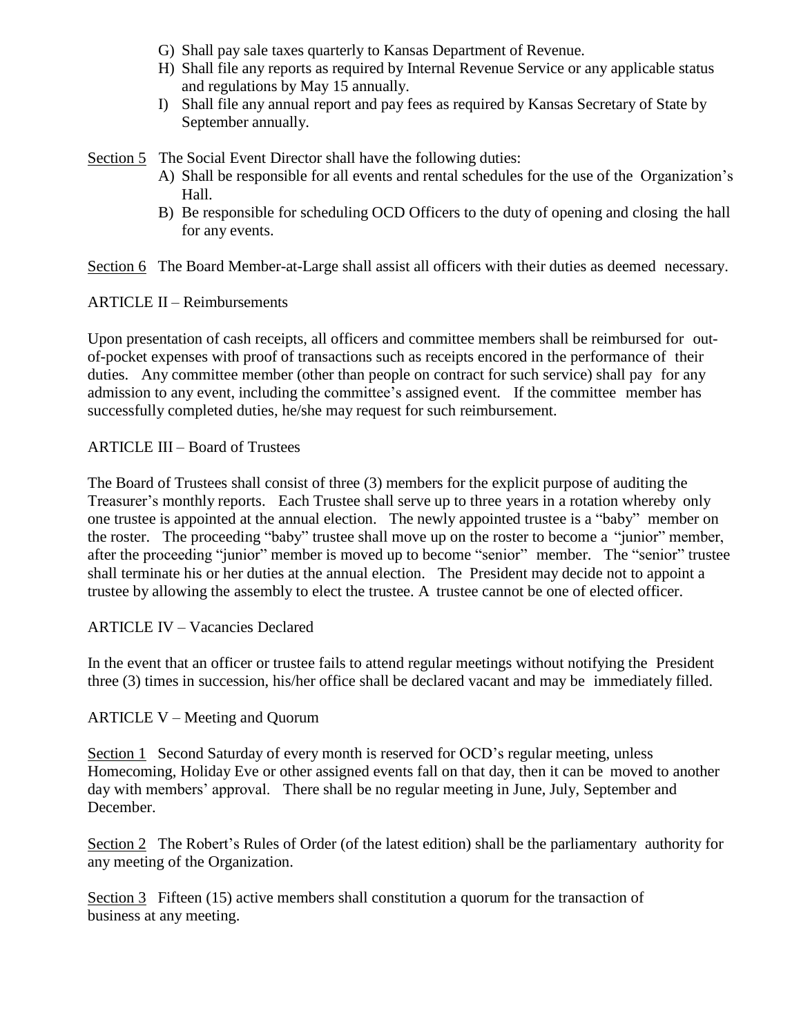G) Shall pay sale taxes quarterly to Kansas Department of Revenue.
H) Shall file any reports as required by Internal Revenue Service or any applicable status and regulations by May 15 annually.
I) Shall file any annual report and pay fees as required by Kansas Secretary of State by September annually.

<u>Section 5</u> The Social Event Director shall have the following duties:

A) Shall be responsible for all events and rental schedules for the use of the Organization's Hall.
B) Be responsible for scheduling OCD Officers to the duty of opening and closing the hall for any events.

<u>Section 6</u> The Board Member-at-Large shall assist all officers with their duties as deemed necessary.

ARTICLE II – Reimbursements

Upon presentation of cash receipts, all officers and committee members shall be reimbursed for out-of-pocket expenses with proof of transactions such as receipts encored in the performance of their duties. Any committee member (other than people on contract for such service) shall pay for any admission to any event, including the committee's assigned event. If the committee member has successfully completed duties, he/she may request for such reimbursement.

ARTICLE III – Board of Trustees

The Board of Trustees shall consist of three (3) members for the explicit purpose of auditing the Treasurer's monthly reports. Each Trustee shall serve up to three years in a rotation whereby only one trustee is appointed at the annual election. The newly appointed trustee is a "baby" member on the roster. The proceeding "baby" trustee shall move up on the roster to become a "junior" member, after the proceeding "junior" member is moved up to become "senior" member. The "senior" trustee shall terminate his or her duties at the annual election. The President may decide not to appoint a trustee by allowing the assembly to elect the trustee. A trustee cannot be one of elected officer.

ARTICLE IV – Vacancies Declared

In the event that an officer or trustee fails to attend regular meetings without notifying the President three (3) times in succession, his/her office shall be declared vacant and may be immediately filled.

ARTICLE V – Meeting and Quorum

<u>Section 1</u> Second Saturday of every month is reserved for OCD's regular meeting, unless Homecoming, Holiday Eve or other assigned events fall on that day, then it can be moved to another day with members' approval. There shall be no regular meeting in June, July, September and December.

<u>Section 2</u> The Robert's Rules of Order (of the latest edition) shall be the parliamentary authority for any meeting of the Organization.

<u>Section 3</u> Fifteen (15) active members shall constitution a quorum for the transaction of business at any meeting.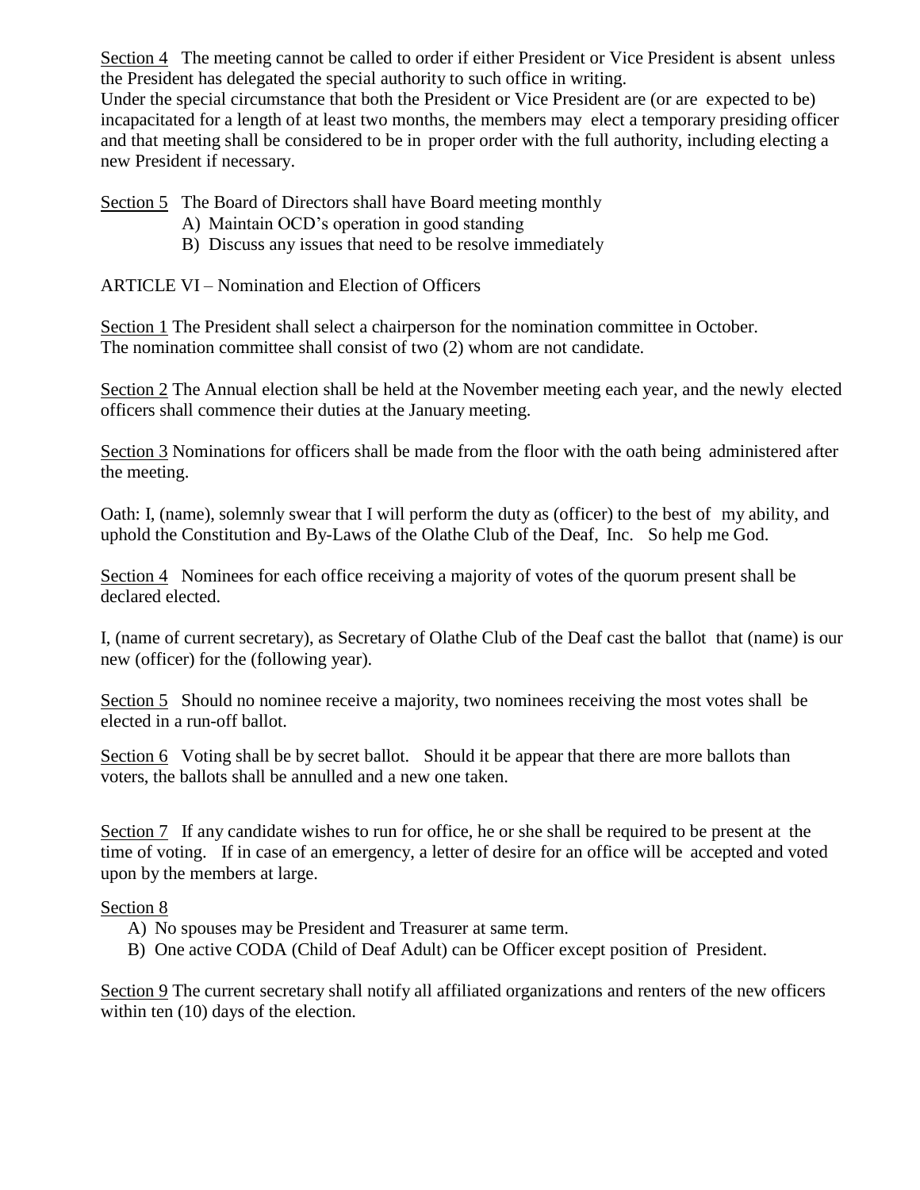Section 4 The meeting cannot be called to order if either President or Vice President is absent unless the President has delegated the special authority to such office in writing.
Under the special circumstance that both the President or Vice President are (or are expected to be) incapacitated for a length of at least two months, the members may elect a temporary presiding officer and that meeting shall be considered to be in proper order with the full authority, including electing a new President if necessary.

Section 5 The Board of Directors shall have Board meeting monthly

A) Maintain OCD's operation in good standing
B) Discuss any issues that need to be resolve immediately

ARTICLE VI – Nomination and Election of Officers

Section 1 The President shall select a chairperson for the nomination committee in October.
The nomination committee shall consist of two (2) whom are not candidate.

Section 2 The Annual election shall be held at the November meeting each year, and the newly elected officers shall commence their duties at the January meeting.

Section 3 Nominations for officers shall be made from the floor with the oath being administered after the meeting.

Oath: I, (name), solemnly swear that I will perform the duty as (officer) to the best of my ability, and uphold the Constitution and By-Laws of the Olathe Club of the Deaf, Inc. So help me God.

Section 4 Nominees for each office receiving a majority of votes of the quorum present shall be declared elected.

I, (name of current secretary), as Secretary of Olathe Club of the Deaf cast the ballot that (name) is our new (officer) for the (following year).

Section 5 Should no nominee receive a majority, two nominees receiving the most votes shall be elected in a run-off ballot.

Section 6 Voting shall be by secret ballot. Should it be appear that there are more ballots than voters, the ballots shall be annulled and a new one taken.

Section 7 If any candidate wishes to run for office, he or she shall be required to be present at the time of voting. If in case of an emergency, a letter of desire for an office will be accepted and voted upon by the members at large.

Section 8

A) No spouses may be President and Treasurer at same term.
B) One active CODA (Child of Deaf Adult) can be Officer except position of President.

Section 9 The current secretary shall notify all affiliated organizations and renters of the new officers within ten (10) days of the election.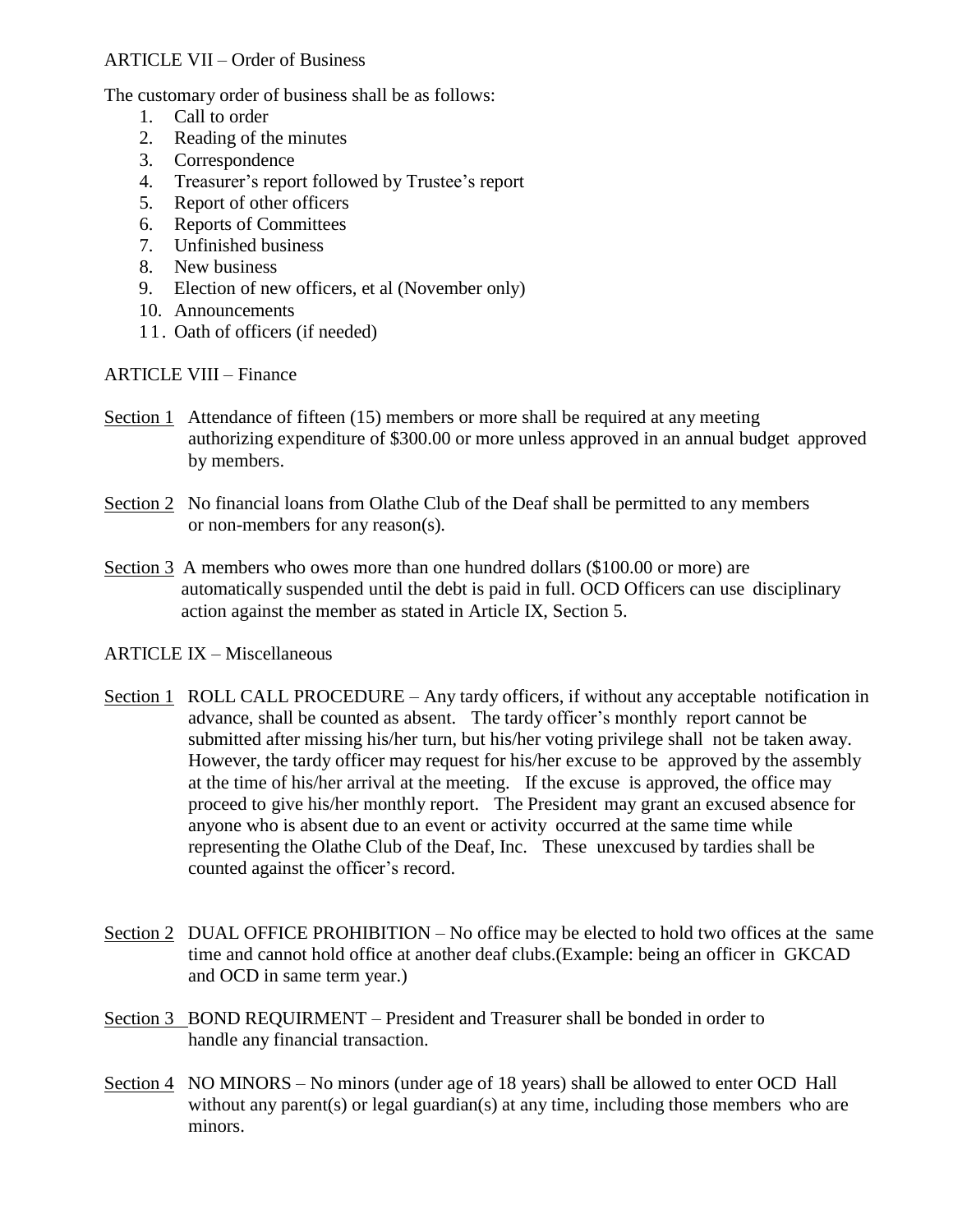ARTICLE VII – Order of Business

The customary order of business shall be as follows:

1. Call to order
2. Reading of the minutes
3. Correspondence
4. Treasurer's report followed by Trustee's report
5. Report of other officers
6. Reports of Committees
7. Unfinished business
8. New business
9. Election of new officers, et al (November only)
10. Announcements
11. Oath of officers (if needed)

ARTICLE VIII – Finance

Section 1 Attendance of fifteen (15) members or more shall be required at any meeting authorizing expenditure of $300.00 or more unless approved in an annual budget approved by members.

Section 2 No financial loans from Olathe Club of the Deaf shall be permitted to any members or non-members for any reason(s).

Section 3 A members who owes more than one hundred dollars ($100.00 or more) are automatically suspended until the debt is paid in full. OCD Officers can use disciplinary action against the member as stated in Article IX, Section 5.

ARTICLE IX – Miscellaneous

Section 1 ROLL CALL PROCEDURE – Any tardy officers, if without any acceptable notification in advance, shall be counted as absent. The tardy officer's monthly report cannot be submitted after missing his/her turn, but his/her voting privilege shall not be taken away. However, the tardy officer may request for his/her excuse to be approved by the assembly at the time of his/her arrival at the meeting. If the excuse is approved, the office may proceed to give his/her monthly report. The President may grant an excused absence for anyone who is absent due to an event or activity occurred at the same time while representing the Olathe Club of the Deaf, Inc. These unexcused by tardies shall be counted against the officer's record.

Section 2 DUAL OFFICE PROHIBITION – No office may be elected to hold two offices at the same time and cannot hold office at another deaf clubs.(Example: being an officer in GKCAD and OCD in same term year.)

Section 3 BOND REQUIRMENT – President and Treasurer shall be bonded in order to handle any financial transaction.

Section 4 NO MINORS – No minors (under age of 18 years) shall be allowed to enter OCD Hall without any parent(s) or legal guardian(s) at any time, including those members who are minors.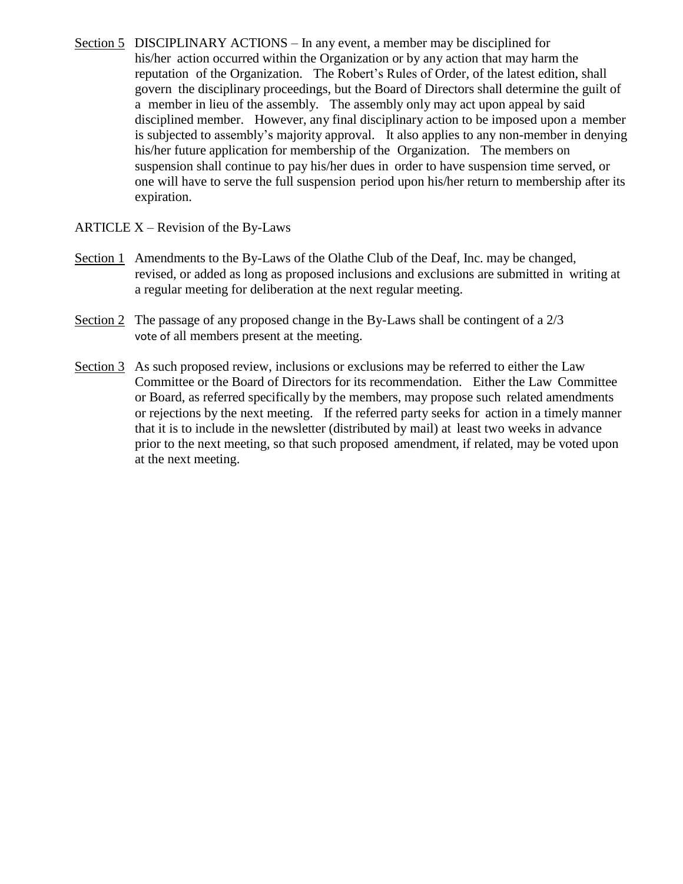<u>Section 5</u> DISCIPLINARY ACTIONS – In any event, a member may be disciplined for his/her action occurred within the Organization or by any action that may harm the reputation of the Organization. The Robert's Rules of Order, of the latest edition, shall govern the disciplinary proceedings, but the Board of Directors shall determine the guilt of a member in lieu of the assembly. The assembly only may act upon appeal by said disciplined member. However, any final disciplinary action to be imposed upon a member is subjected to assembly's majority approval. It also applies to any non-member in denying his/her future application for membership of the Organization. The members on suspension shall continue to pay his/her dues in order to have suspension time served, or one will have to serve the full suspension period upon his/her return to membership after its expiration.

ARTICLE X – Revision of the By-Laws

<u>Section 1</u> Amendments to the By-Laws of the Olathe Club of the Deaf, Inc. may be changed, revised, or added as long as proposed inclusions and exclusions are submitted in writing at a regular meeting for deliberation at the next regular meeting.

<u>Section 2</u> The passage of any proposed change in the By-Laws shall be contingent of a 2/3 vote of all members present at the meeting.

<u>Section 3</u> As such proposed review, inclusions or exclusions may be referred to either the Law Committee or the Board of Directors for its recommendation. Either the Law Committee or Board, as referred specifically by the members, may propose such related amendments or rejections by the next meeting. If the referred party seeks for action in a timely manner that it is to include in the newsletter (distributed by mail) at least two weeks in advance prior to the next meeting, so that such proposed amendment, if related, may be voted upon at the next meeting.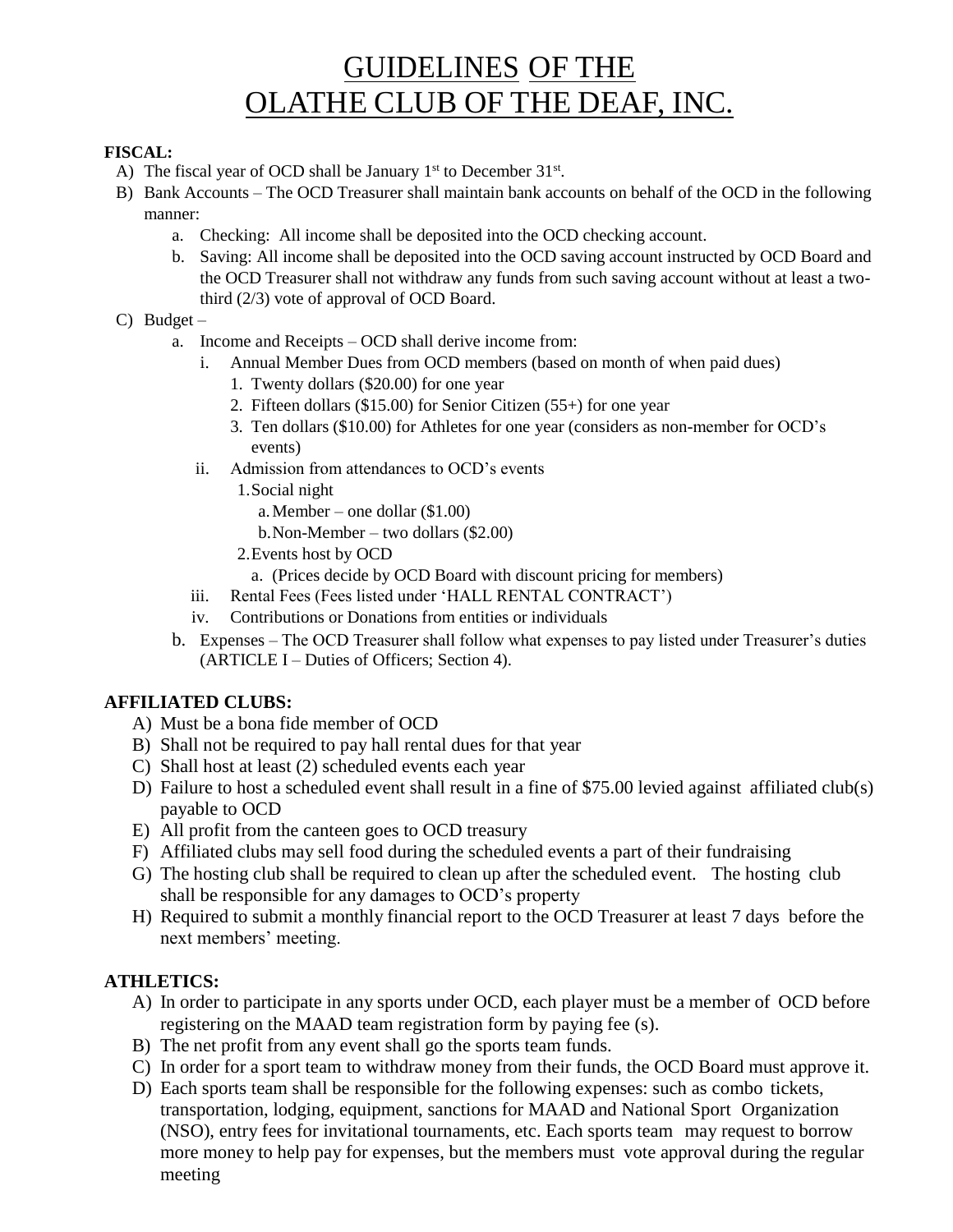# GUIDELINES OF THE OLATHE CLUB OF THE DEAF, INC.

**FISCAL:**

A) The fiscal year of OCD shall be January 1st to December 31st.
B) Bank Accounts – The OCD Treasurer shall maintain bank accounts on behalf of the OCD in the following manner:
   a. Checking: All income shall be deposited into the OCD checking account.
   b. Saving: All income shall be deposited into the OCD saving account instructed by OCD Board and the OCD Treasurer shall not withdraw any funds from such saving account without at least a two-third (2/3) vote of approval of OCD Board.
C) Budget –
   a. Income and Receipts – OCD shall derive income from:
      i. Annual Member Dues from OCD members (based on month of when paid dues)
         1. Twenty dollars ($20.00) for one year
         2. Fifteen dollars ($15.00) for Senior Citizen (55+) for one year
         3. Ten dollars ($10.00) for Athletes for one year (considers as non-member for OCD's events)
      ii. Admission from attendances to OCD's events
         1. Social night
            a. Member – one dollar ($1.00)
            b. Non-Member – two dollars ($2.00)
         2. Events host by OCD
            a. (Prices decide by OCD Board with discount pricing for members)
      iii. Rental Fees (Fees listed under 'HALL RENTAL CONTRACT')
      iv. Contributions or Donations from entities or individuals
   b. Expenses – The OCD Treasurer shall follow what expenses to pay listed under Treasurer's duties (ARTICLE I – Duties of Officers; Section 4).

**AFFILIATED CLUBS:**

A) Must be a bona fide member of OCD
B) Shall not be required to pay hall rental dues for that year
C) Shall host at least (2) scheduled events each year
D) Failure to host a scheduled event shall result in a fine of $75.00 levied against affiliated club(s) payable to OCD
E) All profit from the canteen goes to OCD treasury
F) Affiliated clubs may sell food during the scheduled events a part of their fundraising
G) The hosting club shall be required to clean up after the scheduled event. The hosting club shall be responsible for any damages to OCD's property
H) Required to submit a monthly financial report to the OCD Treasurer at least 7 days before the next members' meeting.

**ATHLETICS:**

A) In order to participate in any sports under OCD, each player must be a member of OCD before registering on the MAAD team registration form by paying fee (s).
B) The net profit from any event shall go the sports team funds.
C) In order for a sport team to withdraw money from their funds, the OCD Board must approve it.
D) Each sports team shall be responsible for the following expenses: such as combo tickets, transportation, lodging, equipment, sanctions for MAAD and National Sport Organization (NSO), entry fees for invitational tournaments, etc. Each sports team may request to borrow more money to help pay for expenses, but the members must vote approval during the regular meeting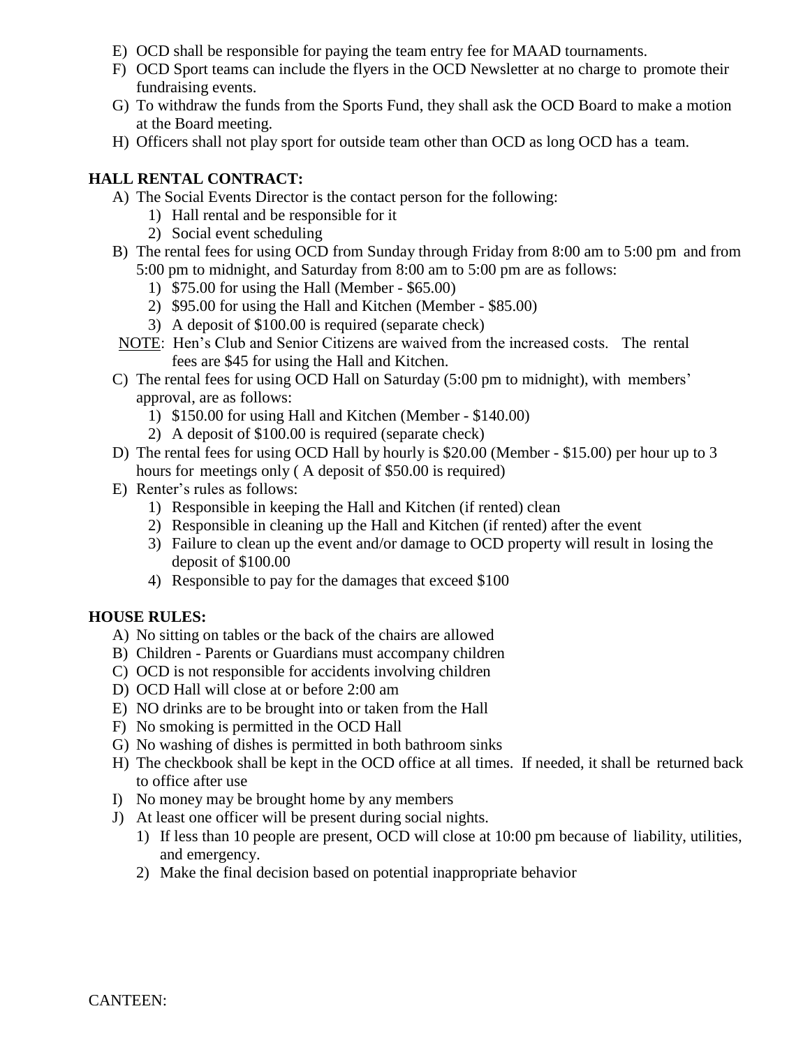E) OCD shall be responsible for paying the team entry fee for MAAD tournaments.
F) OCD Sport teams can include the flyers in the OCD Newsletter at no charge to promote their fundraising events.
G) To withdraw the funds from the Sports Fund, they shall ask the OCD Board to make a motion at the Board meeting.
H) Officers shall not play sport for outside team other than OCD as long OCD has a team.

**HALL RENTAL CONTRACT:**

A) The Social Events Director is the contact person for the following:
   1) Hall rental and be responsible for it
   2) Social event scheduling
B) The rental fees for using OCD from Sunday through Friday from 8:00 am to 5:00 pm and from 5:00 pm to midnight, and Saturday from 8:00 am to 5:00 pm are as follows:
   1) $75.00 for using the Hall (Member - $65.00)
   2) $95.00 for using the Hall and Kitchen (Member - $85.00)
   3) A deposit of $100.00 is required (separate check)

   <u>NOTE</u>: Hen's Club and Senior Citizens are waived from the increased costs. The rental fees are $45 for using the Hall and Kitchen.
C) The rental fees for using OCD Hall on Saturday (5:00 pm to midnight), with members' approval, are as follows:
   1) $150.00 for using Hall and Kitchen (Member - $140.00)
   2) A deposit of $100.00 is required (separate check)
D) The rental fees for using OCD Hall by hourly is $20.00 (Member - $15.00) per hour up to 3 hours for meetings only ( A deposit of $50.00 is required)
E) Renter's rules as follows:
   1) Responsible in keeping the Hall and Kitchen (if rented) clean
   2) Responsible in cleaning up the Hall and Kitchen (if rented) after the event
   3) Failure to clean up the event and/or damage to OCD property will result in losing the deposit of $100.00
   4) Responsible to pay for the damages that exceed $100

**HOUSE RULES:**

A) No sitting on tables or the back of the chairs are allowed
B) Children - Parents or Guardians must accompany children
C) OCD is not responsible for accidents involving children
D) OCD Hall will close at or before 2:00 am
E) NO drinks are to be brought into or taken from the Hall
F) No smoking is permitted in the OCD Hall
G) No washing of dishes is permitted in both bathroom sinks
H) The checkbook shall be kept in the OCD office at all times. If needed, it shall be returned back to office after use
I) No money may be brought home by any members
J) At least one officer will be present during social nights.
   1) If less than 10 people are present, OCD will close at 10:00 pm because of liability, utilities, and emergency.
   2) Make the final decision based on potential inappropriate behavior

CANTEEN: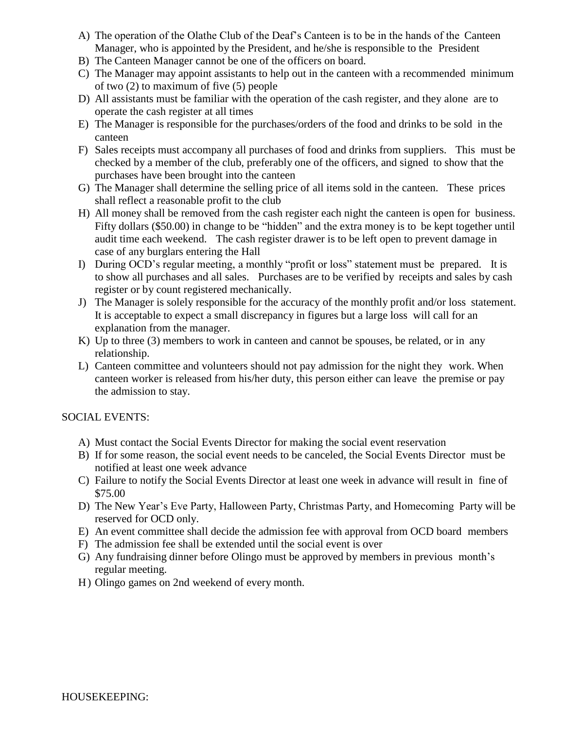A) The operation of the Olathe Club of the Deaf's Canteen is to be in the hands of the Canteen Manager, who is appointed by the President, and he/she is responsible to the President
B) The Canteen Manager cannot be one of the officers on board.
C) The Manager may appoint assistants to help out in the canteen with a recommended minimum of two (2) to maximum of five (5) people
D) All assistants must be familiar with the operation of the cash register, and they alone are to operate the cash register at all times
E) The Manager is responsible for the purchases/orders of the food and drinks to be sold in the canteen
F) Sales receipts must accompany all purchases of food and drinks from suppliers. This must be checked by a member of the club, preferably one of the officers, and signed to show that the purchases have been brought into the canteen
G) The Manager shall determine the selling price of all items sold in the canteen. These prices shall reflect a reasonable profit to the club
H) All money shall be removed from the cash register each night the canteen is open for business. Fifty dollars ($50.00) in change to be "hidden" and the extra money is to be kept together until audit time each weekend. The cash register drawer is to be left open to prevent damage in case of any burglars entering the Hall
I) During OCD's regular meeting, a monthly "profit or loss" statement must be prepared. It is to show all purchases and all sales. Purchases are to be verified by receipts and sales by cash register or by count registered mechanically.
J) The Manager is solely responsible for the accuracy of the monthly profit and/or loss statement. It is acceptable to expect a small discrepancy in figures but a large loss will call for an explanation from the manager.
K) Up to three (3) members to work in canteen and cannot be spouses, be related, or in any relationship.
L) Canteen committee and volunteers should not pay admission for the night they work. When canteen worker is released from his/her duty, this person either can leave the premise or pay the admission to stay.

SOCIAL EVENTS:

A) Must contact the Social Events Director for making the social event reservation
B) If for some reason, the social event needs to be canceled, the Social Events Director must be notified at least one week advance
C) Failure to notify the Social Events Director at least one week in advance will result in fine of $75.00
D) The New Year's Eve Party, Halloween Party, Christmas Party, and Homecoming Party will be reserved for OCD only.
E) An event committee shall decide the admission fee with approval from OCD board members
F) The admission fee shall be extended until the social event is over
G) Any fundraising dinner before Olingo must be approved by members in previous month's regular meeting.
H) Olingo games on 2nd weekend of every month.

HOUSEKEEPING: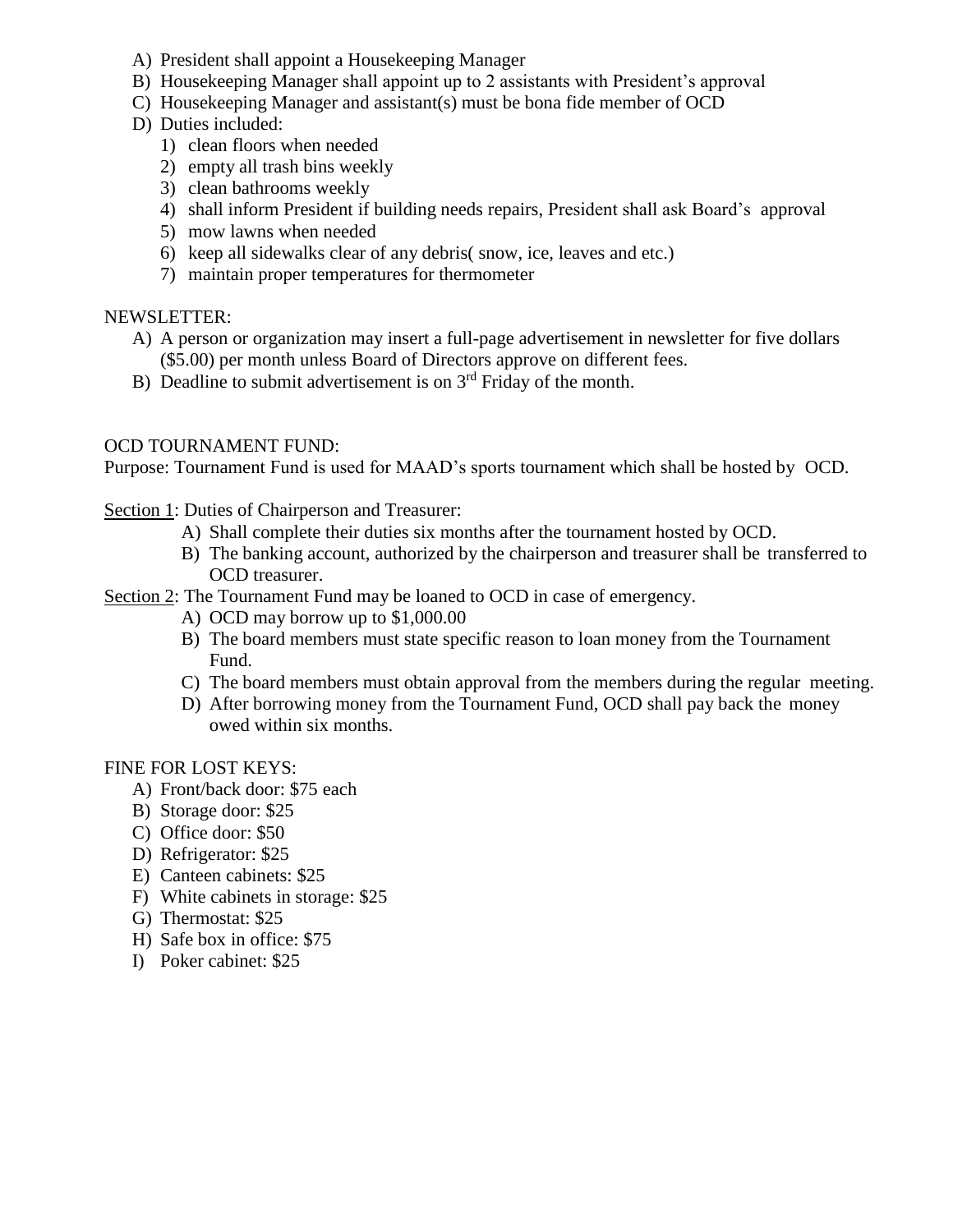A) President shall appoint a Housekeeping Manager
B) Housekeeping Manager shall appoint up to 2 assistants with President's approval
C) Housekeeping Manager and assistant(s) must be bona fide member of OCD
D) Duties included:
   1) clean floors when needed
   2) empty all trash bins weekly
   3) clean bathrooms weekly
   4) shall inform President if building needs repairs, President shall ask Board's approval
   5) mow lawns when needed
   6) keep all sidewalks clear of any debris( snow, ice, leaves and etc.)
   7) maintain proper temperatures for thermometer

NEWSLETTER:

A) A person or organization may insert a full-page advertisement in newsletter for five dollars ($5.00) per month unless Board of Directors approve on different fees.
B) Deadline to submit advertisement is on 3rd Friday of the month.

OCD TOURNAMENT FUND:

Purpose: Tournament Fund is used for MAAD's sports tournament which shall be hosted by OCD.

Section 1: Duties of Chairperson and Treasurer:

A) Shall complete their duties six months after the tournament hosted by OCD.
B) The banking account, authorized by the chairperson and treasurer shall be transferred to OCD treasurer.

Section 2: The Tournament Fund may be loaned to OCD in case of emergency.

A) OCD may borrow up to $1,000.00
B) The board members must state specific reason to loan money from the Tournament Fund.
C) The board members must obtain approval from the members during the regular meeting.
D) After borrowing money from the Tournament Fund, OCD shall pay back the money owed within six months.

FINE FOR LOST KEYS:

A) Front/back door: $75 each
B) Storage door: $25
C) Office door: $50
D) Refrigerator: $25
E) Canteen cabinets: $25
F) White cabinets in storage: $25
G) Thermostat: $25
H) Safe box in office: $75
I) Poker cabinet: $25